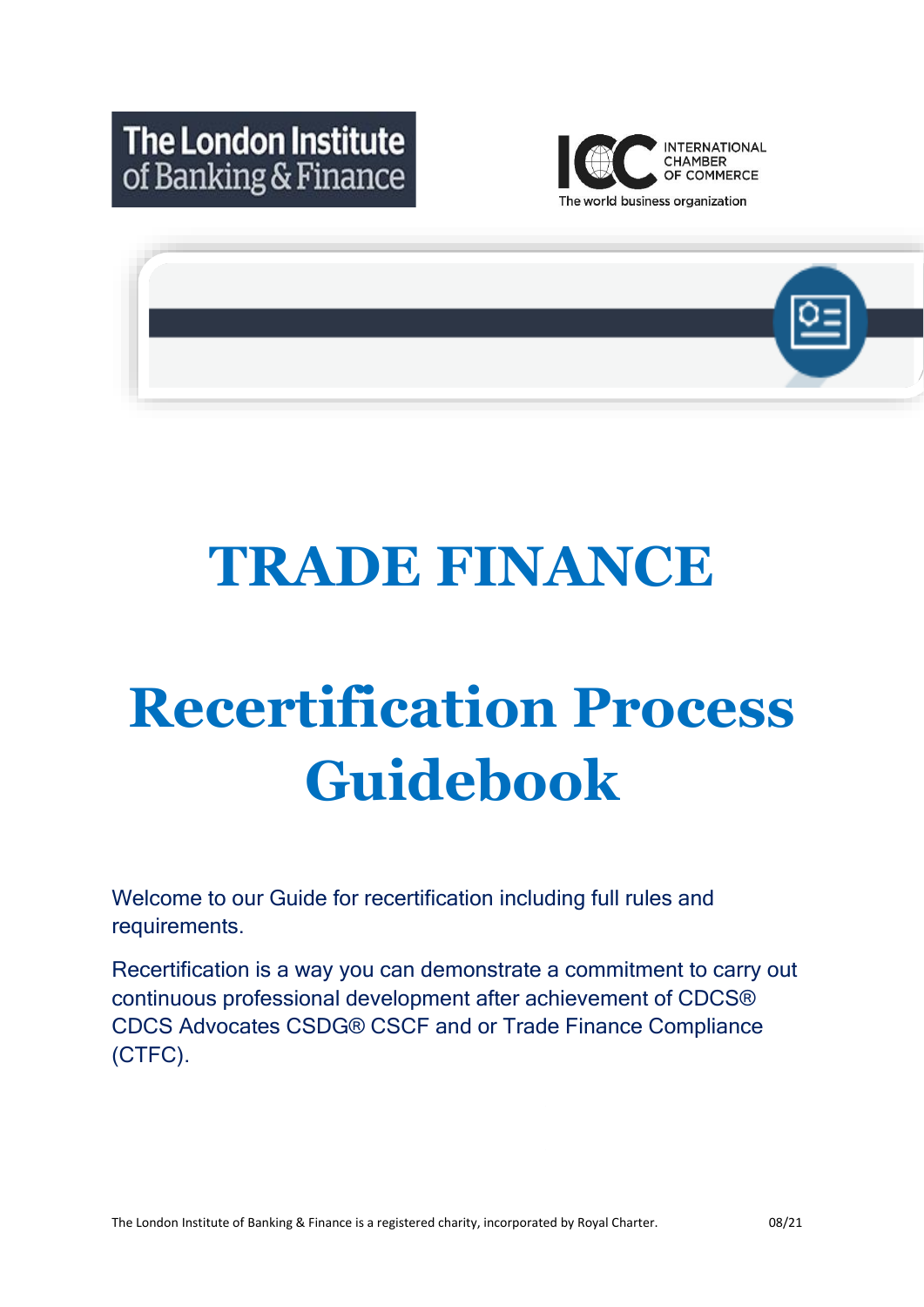The London Institute of Banking & Finance

INTERNATIONAL CHAMBER OF COMMERCE
The world business organization

# TRADE FINANCE

# Recertification Process Guidebook

Welcome to our Guide for recertification including full rules and requirements.

Recertification is a way you can demonstrate a commitment to carry out continuous professional development after achievement of CDCS® CDCS Advocates CSDG® CSCF and or Trade Finance Compliance (CTFC).

The London Institute of Banking & Finance is a registered charity, incorporated by Royal Charter. 08/21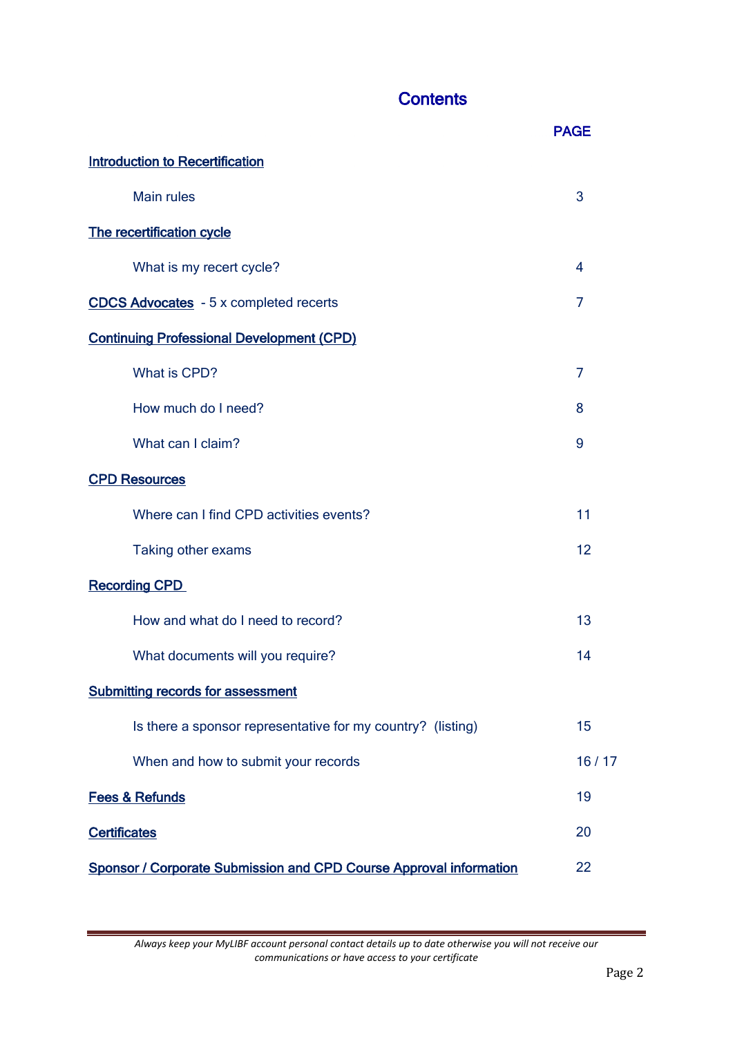# Contents

| | PAGE |
|---|---|
| Introduction to Recertification | |
| Main rules | 3 |
| The recertification cycle | |
| What is my recert cycle? | 4 |
| CDCS Advocates - 5 x completed recerts | 7 |
| Continuing Professional Development (CPD) | |
| What is CPD? | 7 |
| How much do I need? | 8 |
| What can I claim? | 9 |
| CPD Resources | |
| Where can I find CPD activities events? | 11 |
| Taking other exams | 12 |
| Recording CPD | |
| How and what do I need to record? | 13 |
| What documents will you require? | 14 |
| Submitting records for assessment | |
| Is there a sponsor representative for my country? (listing) | 15 |
| When and how to submit your records | 16 / 17 |
| Fees & Refunds | 19 |
| Certificates | 20 |
| Sponsor / Corporate Submission and CPD Course Approval information | 22 |

*Always keep your MyLIBF account personal contact details up to date otherwise you will not receive our communications or have access to your certificate*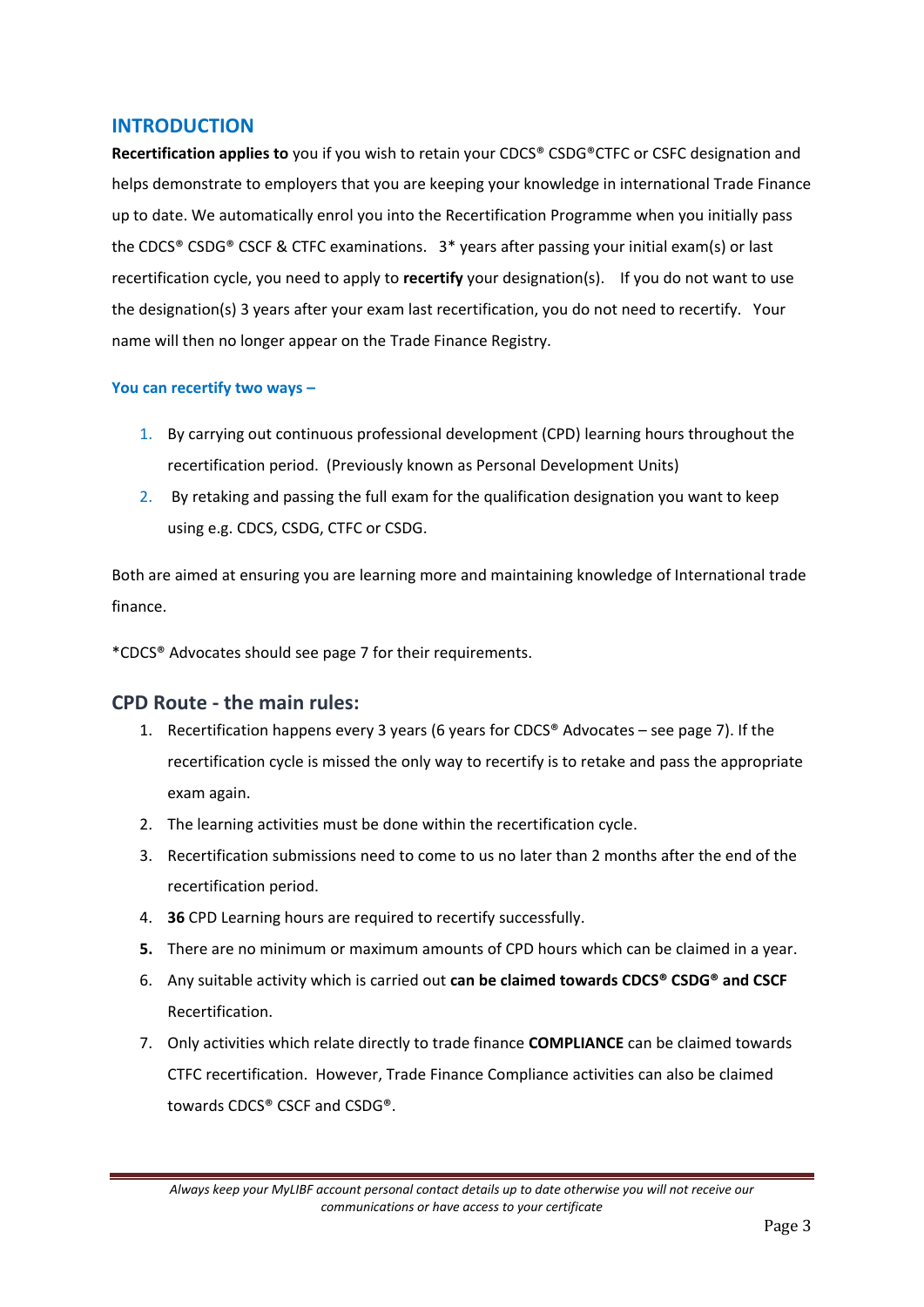## INTRODUCTION

**Recertification applies to** you if you wish to retain your CDCS® CSDG®CTFC or CSFC designation and helps demonstrate to employers that you are keeping your knowledge in international Trade Finance up to date. We automatically enrol you into the Recertification Programme when you initially pass the CDCS® CSDG® CSCF & CTFC examinations. 3* years after passing your initial exam(s) or last recertification cycle, you need to apply to **recertify** your designation(s). If you do not want to use the designation(s) 3 years after your exam last recertification, you do not need to recertify. Your name will then no longer appear on the Trade Finance Registry.

#### You can recertify two ways –

1. By carrying out continuous professional development (CPD) learning hours throughout the recertification period. (Previously known as Personal Development Units)
2. By retaking and passing the full exam for the qualification designation you want to keep using e.g. CDCS, CSDG, CTFC or CSDG.

Both are aimed at ensuring you are learning more and maintaining knowledge of International trade finance.

*CDCS® Advocates should see page 7 for their requirements.

### CPD Route - the main rules:

1. Recertification happens every 3 years (6 years for CDCS® Advocates – see page 7). If the recertification cycle is missed the only way to recertify is to retake and pass the appropriate exam again.
2. The learning activities must be done within the recertification cycle.
3. Recertification submissions need to come to us no later than 2 months after the end of the recertification period.
4. **36** CPD Learning hours are required to recertify successfully.
5. There are no minimum or maximum amounts of CPD hours which can be claimed in a year.
6. Any suitable activity which is carried out **can be claimed towards CDCS® CSDG® and CSCF** Recertification.
7. Only activities which relate directly to trade finance **COMPLIANCE** can be claimed towards CTFC recertification. However, Trade Finance Compliance activities can also be claimed towards CDCS® CSCF and CSDG®.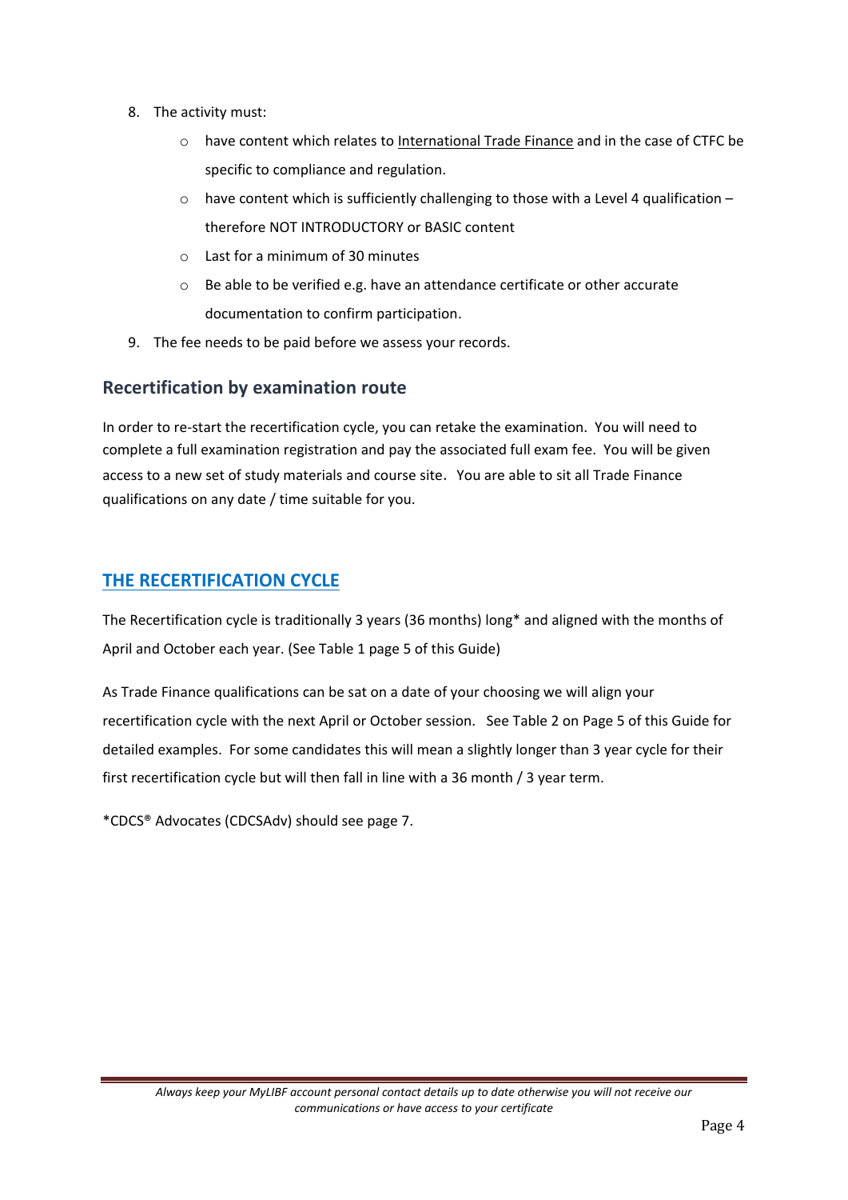8. The activity must:
    - have content which relates to International Trade Finance and in the case of CTFC be specific to compliance and regulation.
    - have content which is sufficiently challenging to those with a Level 4 qualification – therefore NOT INTRODUCTORY or BASIC content
    - Last for a minimum of 30 minutes
    - Be able to be verified e.g. have an attendance certificate or other accurate documentation to confirm participation.
9. The fee needs to be paid before we assess your records.

### Recertification by examination route

In order to re-start the recertification cycle, you can retake the examination. You will need to complete a full examination registration and pay the associated full exam fee. You will be given access to a new set of study materials and course site. You are able to sit all Trade Finance qualifications on any date / time suitable for you.

## THE RECERTIFICATION CYCLE

The Recertification cycle is traditionally 3 years (36 months) long* and aligned with the months of April and October each year. (See Table 1 page 5 of this Guide)

As Trade Finance qualifications can be sat on a date of your choosing we will align your recertification cycle with the next April or October session. See Table 2 on Page 5 of this Guide for detailed examples. For some candidates this will mean a slightly longer than 3 year cycle for their first recertification cycle but will then fall in line with a 36 month / 3 year term.

*CDCS® Advocates (CDCSAdv) should see page 7.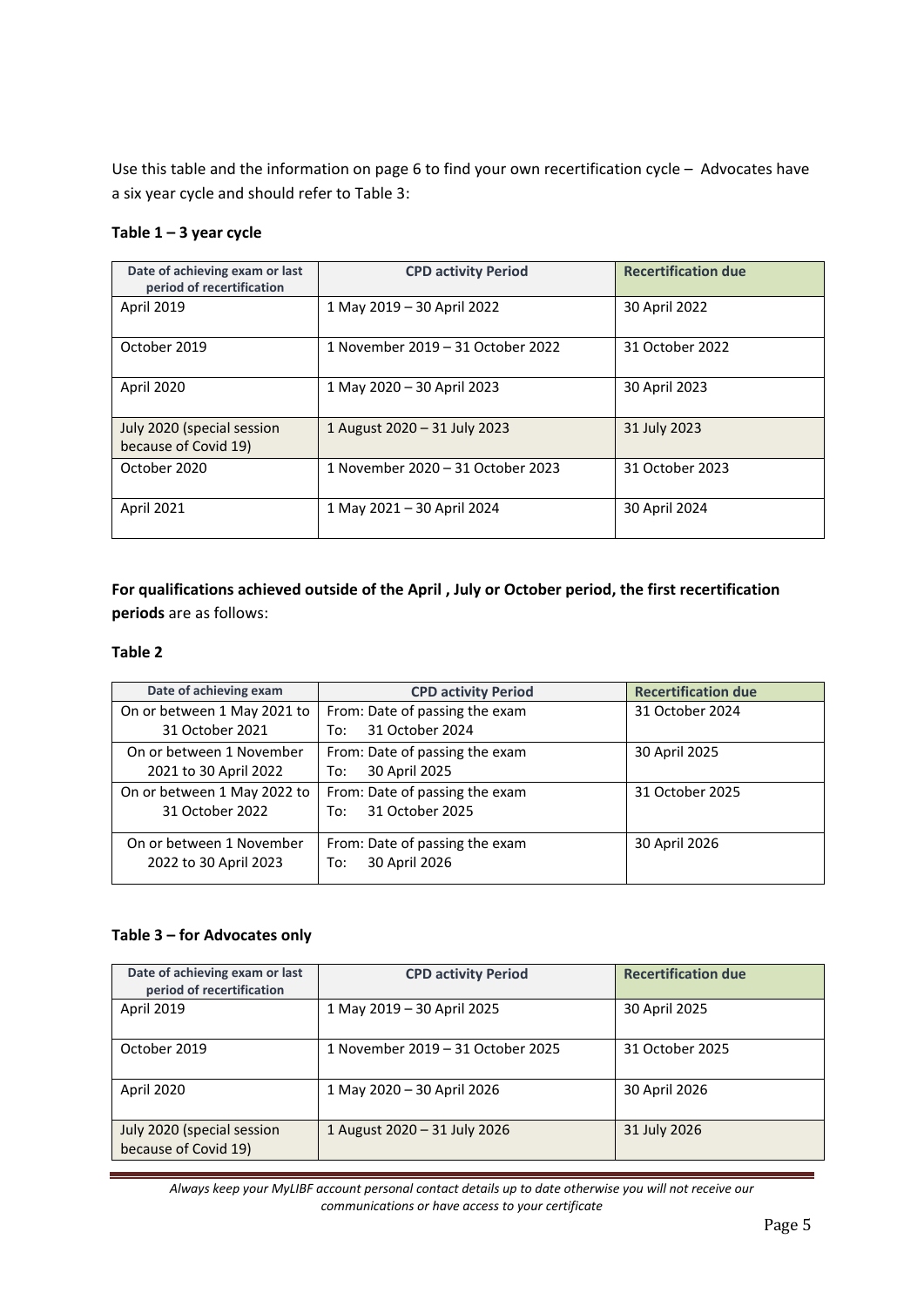Use this table and the information on page 6 to find your own recertification cycle – Advocates have a six year cycle and should refer to Table 3:

**Table 1 – 3 year cycle**

| Date of achieving exam or last period of recertification | CPD activity Period | Recertification due |
| --- | --- | --- |
| April 2019 | 1 May 2019 – 30 April 2022 | 30 April 2022 |
| October 2019 | 1 November 2019 – 31 October 2022 | 31 October 2022 |
| April 2020 | 1 May 2020 – 30 April 2023 | 30 April 2023 |
| July 2020 (special session because of Covid 19) | 1 August 2020 – 31 July 2023 | 31 July 2023 |
| October 2020 | 1 November 2020 – 31 October 2023 | 31 October 2023 |
| April 2021 | 1 May 2021 – 30 April 2024 | 30 April 2024 |

**For qualifications achieved outside of the April , July or October period, the first recertification periods** are as follows:

**Table 2**

| Date of achieving exam | CPD activity Period | Recertification due |
| --- | --- | --- |
| On or between 1 May 2021 to 31 October 2021 | From: Date of passing the exam<br>To: 31 October 2024 | 31 October 2024 |
| On or between 1 November 2021 to 30 April 2022 | From: Date of passing the exam<br>To: 30 April 2025 | 30 April 2025 |
| On or between 1 May 2022 to 31 October 2022 | From: Date of passing the exam<br>To: 31 October 2025 | 31 October 2025 |
| On or between 1 November 2022 to 30 April 2023 | From: Date of passing the exam<br>To: 30 April 2026 | 30 April 2026 |

**Table 3 – for Advocates only**

| Date of achieving exam or last period of recertification | CPD activity Period | Recertification due |
| --- | --- | --- |
| April 2019 | 1 May 2019 – 30 April 2025 | 30 April 2025 |
| October 2019 | 1 November 2019 – 31 October 2025 | 31 October 2025 |
| April 2020 | 1 May 2020 – 30 April 2026 | 30 April 2026 |
| July 2020 (special session because of Covid 19) | 1 August 2020 – 31 July 2026 | 31 July 2026 |

*Always keep your MyLIBF account personal contact details up to date otherwise you will not receive our communications or have access to your certificate*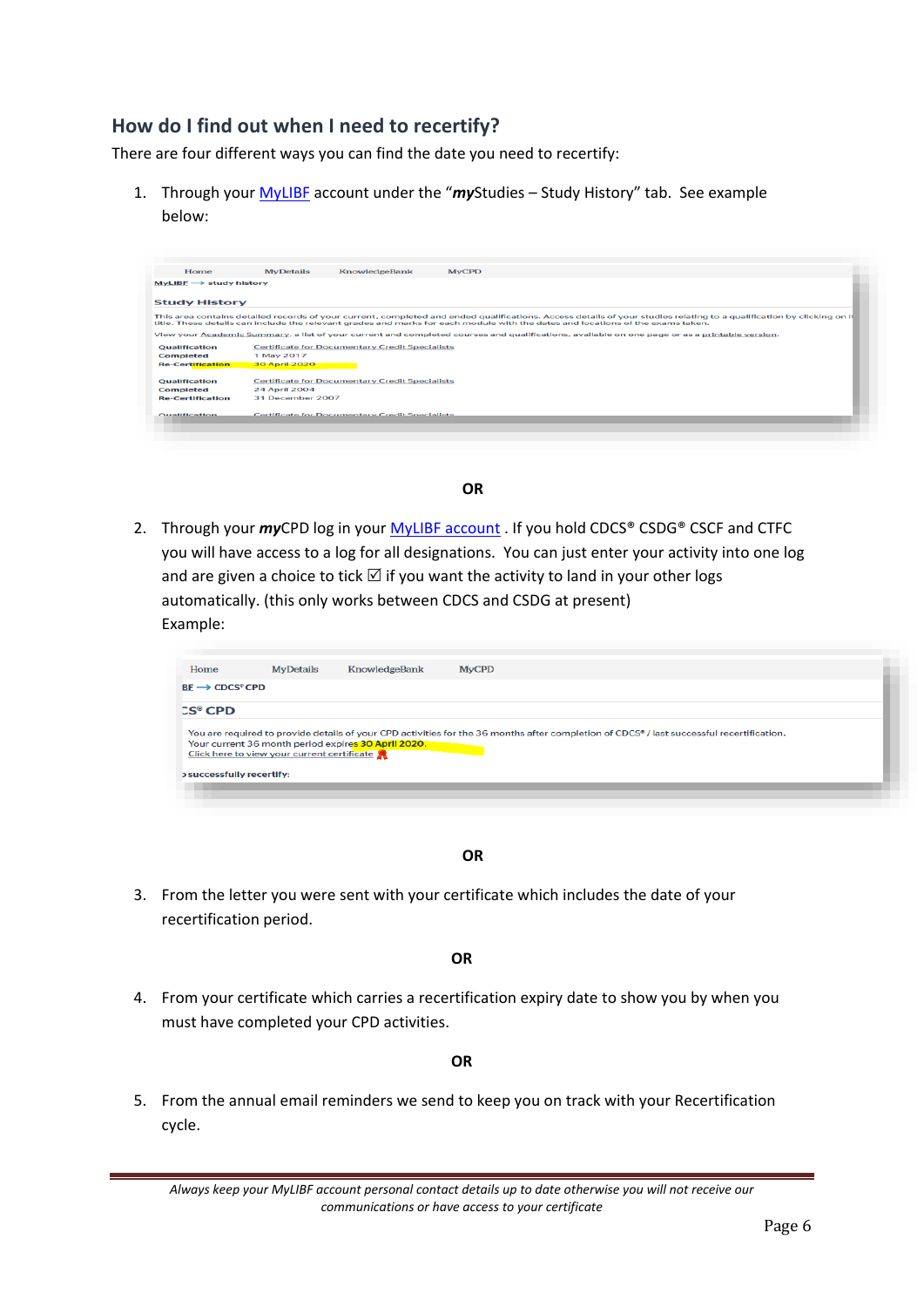## How do I find out when I need to recertify?

There are four different ways you can find the date you need to recertify:

1. Through your MyLIBF account under the "***my***Studies – Study History" tab. See example below:

**OR**

2. Through your ***my***CPD log in your MyLIBF account . If you hold CDCS® CSDG® CSCF and CTFC you will have access to a log for all designations. You can just enter your activity into one log and are given a choice to tick ☑ if you want the activity to land in your other logs automatically. (this only works between CDCS and CSDG at present)
   Example:

**OR**

3. From the letter you were sent with your certificate which includes the date of your recertification period.

**OR**

4. From your certificate which carries a recertification expiry date to show you by when you must have completed your CPD activities.

**OR**

5. From the annual email reminders we send to keep you on track with your Recertification cycle.

*Always keep your MyLIBF account personal contact details up to date otherwise you will not receive our communications or have access to your certificate*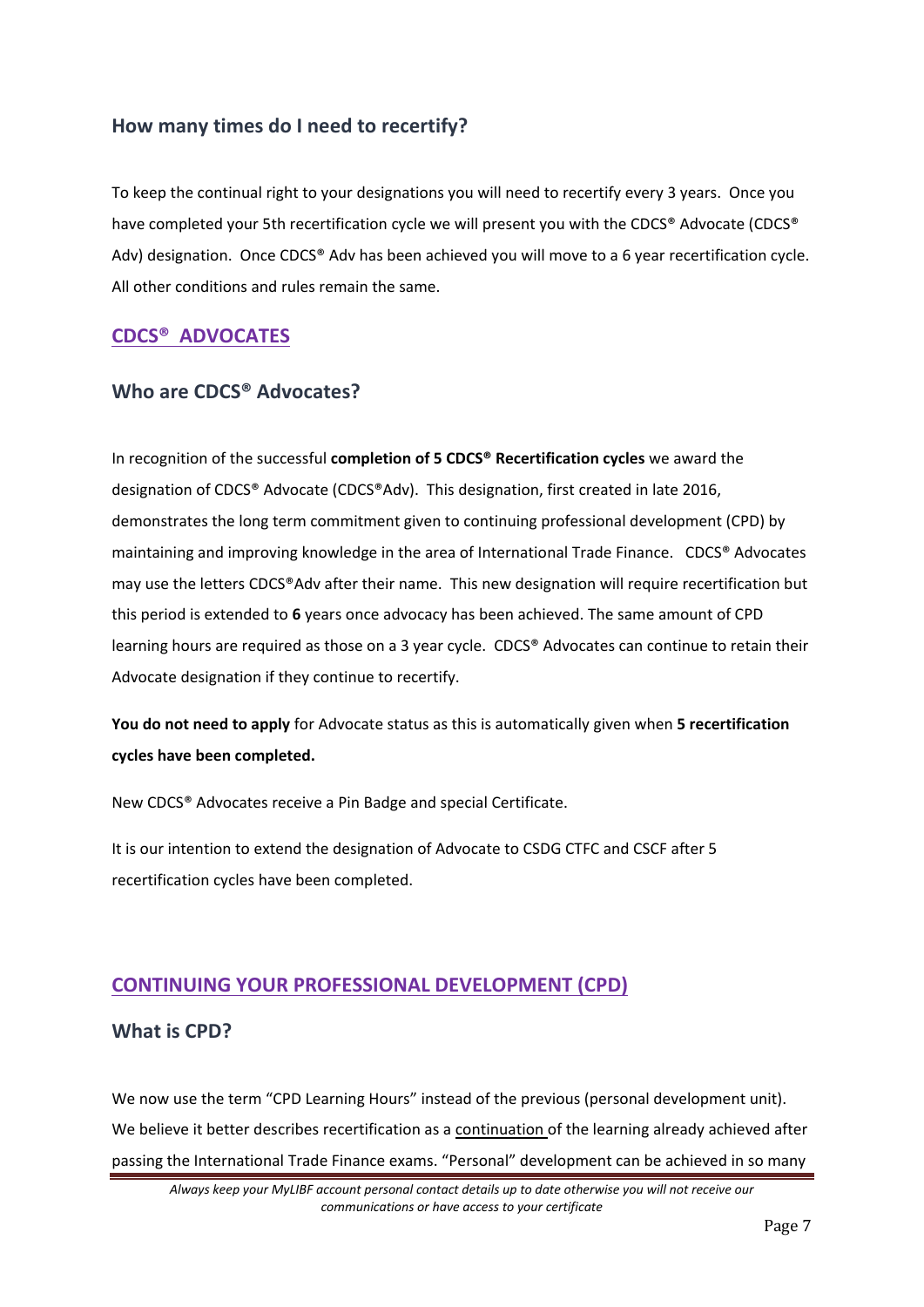### How many times do I need to recertify?

To keep the continual right to your designations you will need to recertify every 3 years. Once you have completed your 5th recertification cycle we will present you with the CDCS® Advocate (CDCS® Adv) designation. Once CDCS® Adv has been achieved you will move to a 6 year recertification cycle. All other conditions and rules remain the same.

## CDCS® ADVOCATES

### Who are CDCS® Advocates?

In recognition of the successful **completion of 5 CDCS® Recertification cycles** we award the designation of CDCS® Advocate (CDCS®Adv). This designation, first created in late 2016, demonstrates the long term commitment given to continuing professional development (CPD) by maintaining and improving knowledge in the area of International Trade Finance. CDCS® Advocates may use the letters CDCS®Adv after their name. This new designation will require recertification but this period is extended to **6** years once advocacy has been achieved. The same amount of CPD learning hours are required as those on a 3 year cycle. CDCS® Advocates can continue to retain their Advocate designation if they continue to recertify.

**You do not need to apply** for Advocate status as this is automatically given when **5 recertification cycles have been completed.**

New CDCS® Advocates receive a Pin Badge and special Certificate.

It is our intention to extend the designation of Advocate to CSDG CTFC and CSCF after 5 recertification cycles have been completed.

## CONTINUING YOUR PROFESSIONAL DEVELOPMENT (CPD)

### What is CPD?

We now use the term "CPD Learning Hours" instead of the previous (personal development unit). We believe it better describes recertification as a continuation of the learning already achieved after passing the International Trade Finance exams. "Personal" development can be achieved in so many

*Always keep your MyLIBF account personal contact details up to date otherwise you will not receive our communications or have access to your certificate*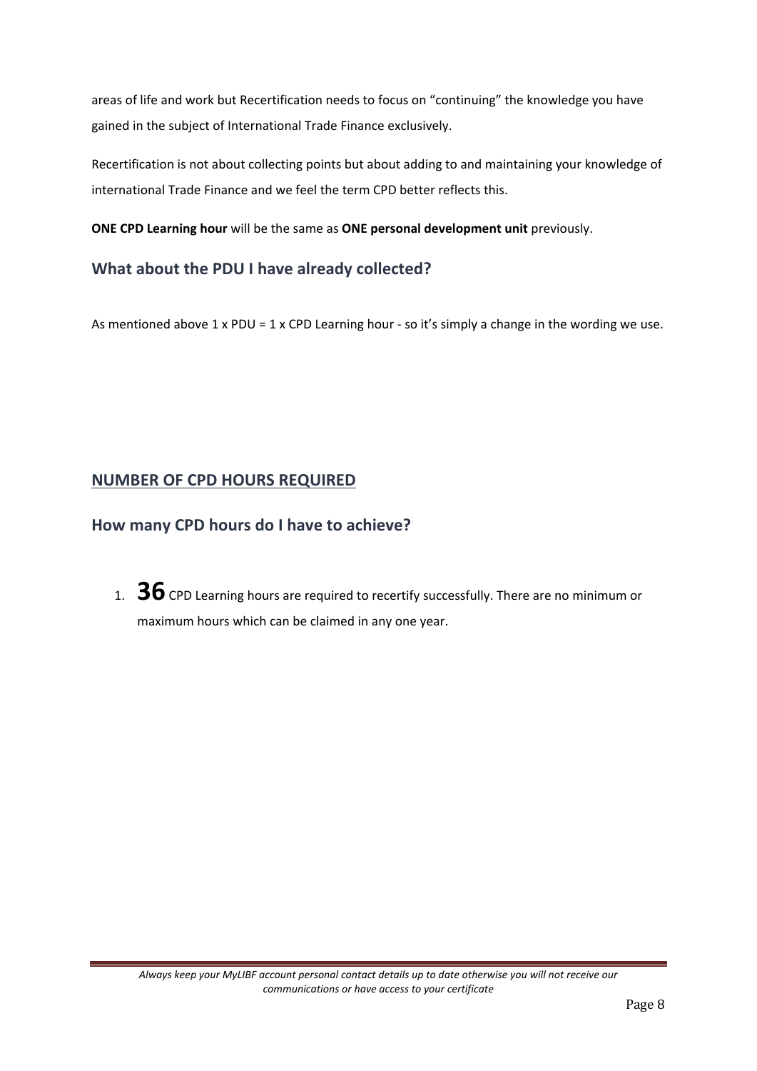areas of life and work but Recertification needs to focus on "continuing" the knowledge you have gained in the subject of International Trade Finance exclusively.

Recertification is not about collecting points but about adding to and maintaining your knowledge of international Trade Finance and we feel the term CPD better reflects this.

**ONE CPD Learning hour** will be the same as **ONE personal development unit** previously.

### What about the PDU I have already collected?

As mentioned above 1 x PDU = 1 x CPD Learning hour - so it's simply a change in the wording we use.

## NUMBER OF CPD HOURS REQUIRED

### How many CPD hours do I have to achieve?

1. **36** CPD Learning hours are required to recertify successfully. There are no minimum or maximum hours which can be claimed in any one year.

*Always keep your MyLIBF account personal contact details up to date otherwise you will not receive our communications or have access to your certificate*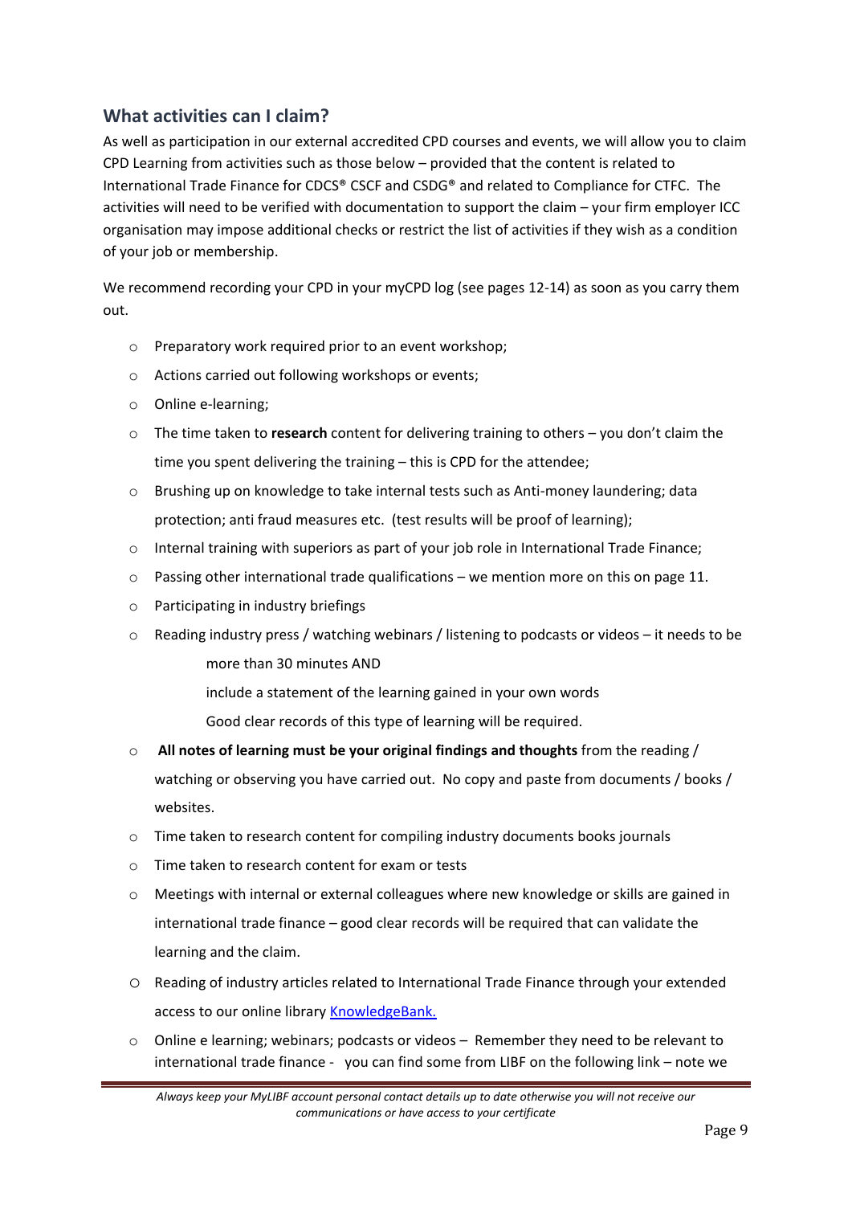## What activities can I claim?

As well as participation in our external accredited CPD courses and events, we will allow you to claim CPD Learning from activities such as those below – provided that the content is related to International Trade Finance for CDCS® CSCF and CSDG® and related to Compliance for CTFC. The activities will need to be verified with documentation to support the claim – your firm employer ICC organisation may impose additional checks or restrict the list of activities if they wish as a condition of your job or membership.

We recommend recording your CPD in your myCPD log (see pages 12-14) as soon as you carry them out.

- Preparatory work required prior to an event workshop;
- Actions carried out following workshops or events;
- Online e-learning;
- The time taken to **research** content for delivering training to others – you don't claim the time you spent delivering the training – this is CPD for the attendee;
- Brushing up on knowledge to take internal tests such as Anti-money laundering; data protection; anti fraud measures etc. (test results will be proof of learning);
- Internal training with superiors as part of your job role in International Trade Finance;
- Passing other international trade qualifications – we mention more on this on page 11.
- Participating in industry briefings
- Reading industry press / watching webinars / listening to podcasts or videos – it needs to be

  more than 30 minutes AND

  include a statement of the learning gained in your own words

  Good clear records of this type of learning will be required.
- **All notes of learning must be your original findings and thoughts** from the reading / watching or observing you have carried out. No copy and paste from documents / books / websites.
- Time taken to research content for compiling industry documents books journals
- Time taken to research content for exam or tests
- Meetings with internal or external colleagues where new knowledge or skills are gained in international trade finance – good clear records will be required that can validate the learning and the claim.
- Reading of industry articles related to International Trade Finance through your extended access to our online library KnowledgeBank.
- Online e learning; webinars; podcasts or videos – Remember they need to be relevant to international trade finance - you can find some from LIBF on the following link – note we

*Always keep your MyLIBF account personal contact details up to date otherwise you will not receive our communications or have access to your certificate*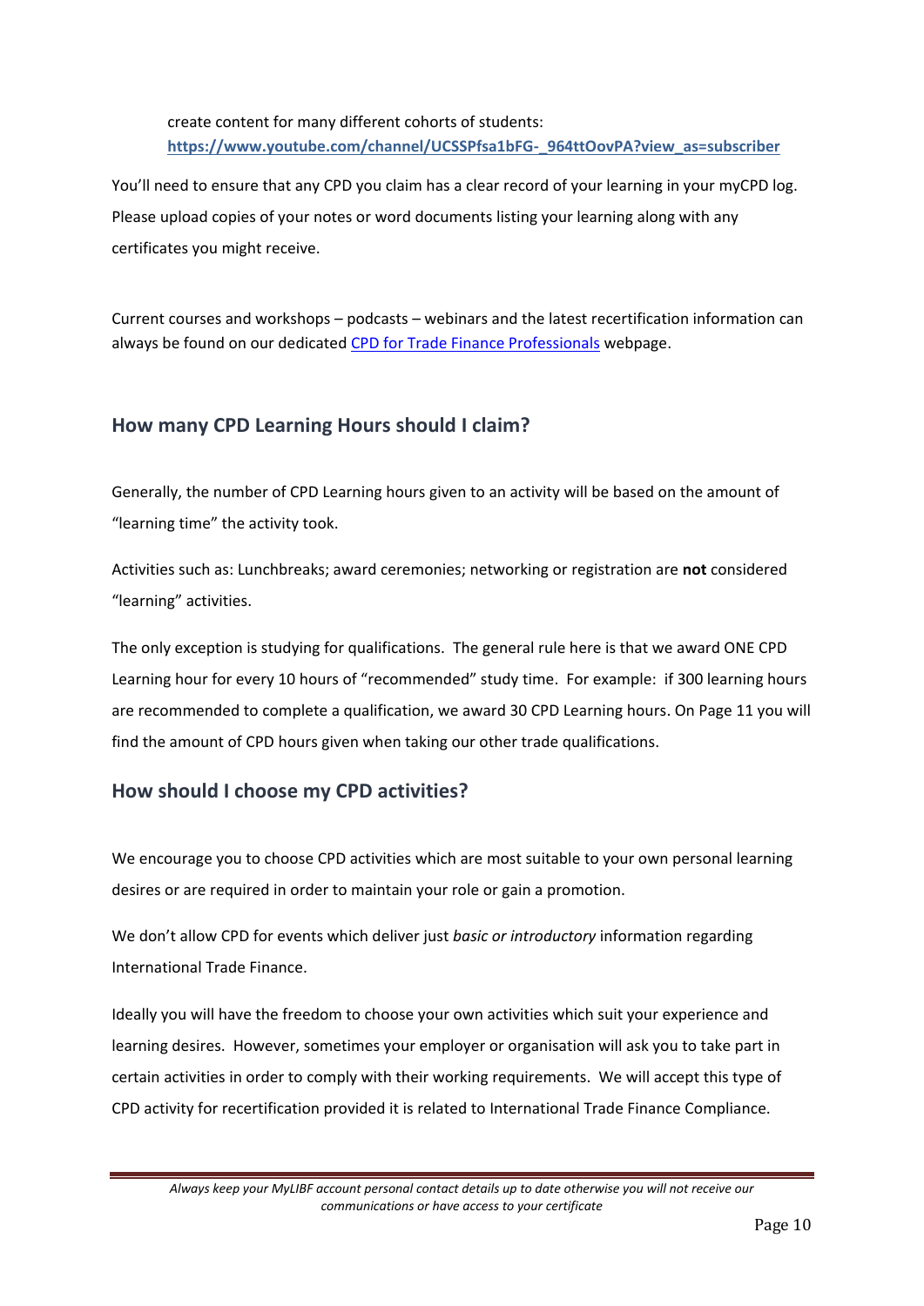create content for many different cohorts of students: **https://www.youtube.com/channel/UCSSPfsa1bFG-_964ttOovPA?view_as=subscriber**

You'll need to ensure that any CPD you claim has a clear record of your learning in your myCPD log. Please upload copies of your notes or word documents listing your learning along with any certificates you might receive.

Current courses and workshops – podcasts – webinars and the latest recertification information can always be found on our dedicated CPD for Trade Finance Professionals webpage.

## How many CPD Learning Hours should I claim?

Generally, the number of CPD Learning hours given to an activity will be based on the amount of "learning time" the activity took.

Activities such as: Lunchbreaks; award ceremonies; networking or registration are **not** considered "learning" activities.

The only exception is studying for qualifications. The general rule here is that we award ONE CPD Learning hour for every 10 hours of "recommended" study time. For example: if 300 learning hours are recommended to complete a qualification, we award 30 CPD Learning hours. On Page 11 you will find the amount of CPD hours given when taking our other trade qualifications.

## How should I choose my CPD activities?

We encourage you to choose CPD activities which are most suitable to your own personal learning desires or are required in order to maintain your role or gain a promotion.

We don't allow CPD for events which deliver just *basic or introductory* information regarding International Trade Finance.

Ideally you will have the freedom to choose your own activities which suit your experience and learning desires. However, sometimes your employer or organisation will ask you to take part in certain activities in order to comply with their working requirements. We will accept this type of CPD activity for recertification provided it is related to International Trade Finance Compliance.

*Always keep your MyLIBF account personal contact details up to date otherwise you will not receive our communications or have access to your certificate*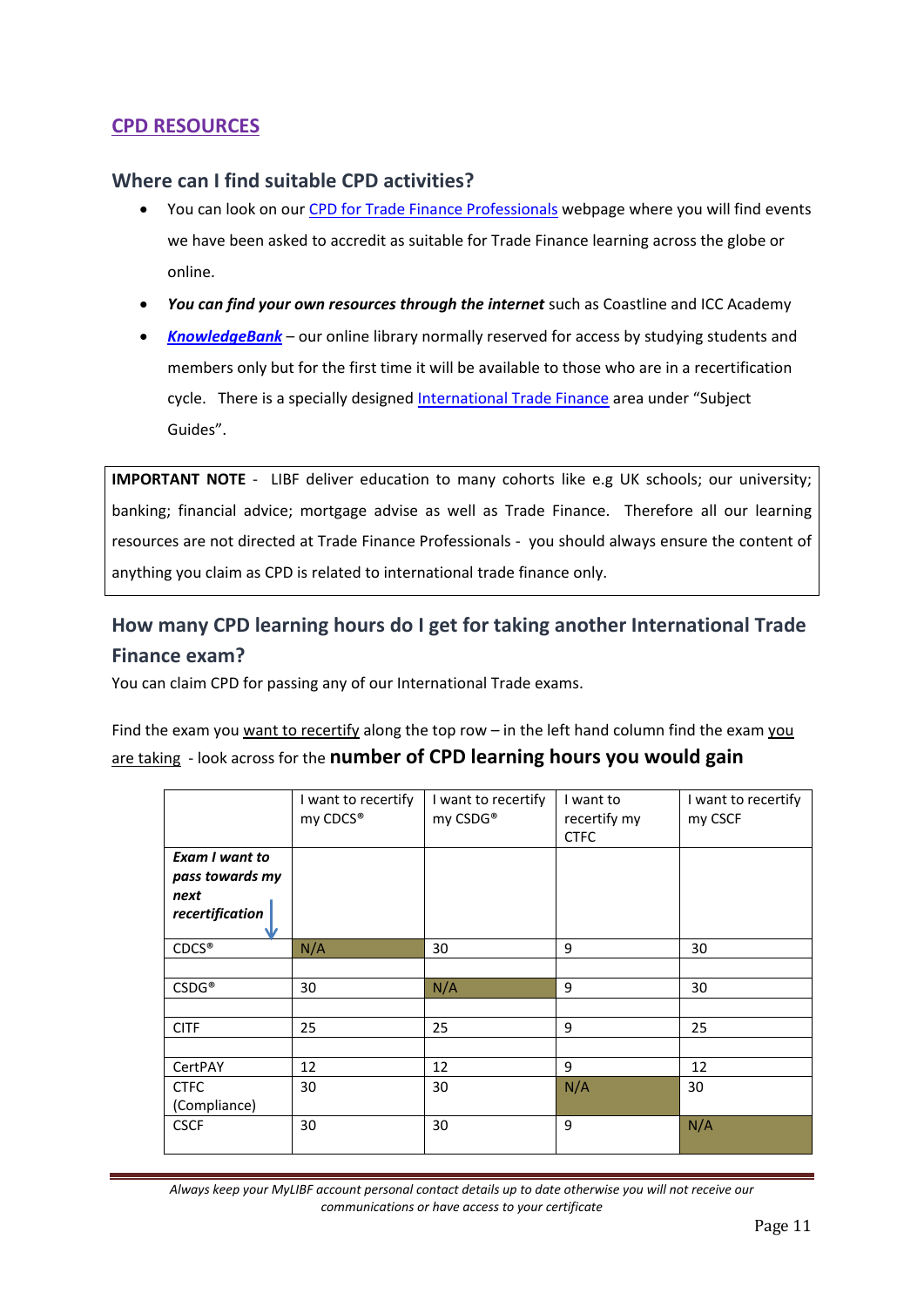## CPD RESOURCES

### Where can I find suitable CPD activities?

- You can look on our CPD for Trade Finance Professionals webpage where you will find events we have been asked to accredit as suitable for Trade Finance learning across the globe or online.
- ***You can find your own resources through the internet*** such as Coastline and ICC Academy
- ***KnowledgeBank*** – our online library normally reserved for access by studying students and members only but for the first time it will be available to those who are in a recertification cycle. There is a specially designed International Trade Finance area under "Subject Guides".

**IMPORTANT NOTE** - LIBF deliver education to many cohorts like e.g UK schools; our university; banking; financial advice; mortgage advise as well as Trade Finance. Therefore all our learning resources are not directed at Trade Finance Professionals - you should always ensure the content of anything you claim as CPD is related to international trade finance only.

### How many CPD learning hours do I get for taking another International Trade Finance exam?

You can claim CPD for passing any of our International Trade exams.

Find the exam you want to recertify along the top row – in the left hand column find the exam you are taking - look across for the **number of CPD learning hours you would gain**

| ***Exam I want to pass towards my next recertification*** | I want to recertify my CDCS® | I want to recertify my CSDG® | I want to recertify my CTFC | I want to recertify my CSCF |
|---|---|---|---|---|
| CDCS® | N/A | 30 | 9 | 30 |
| CSDG® | 30 | N/A | 9 | 30 |
| CITF | 25 | 25 | 9 | 25 |
| CertPAY | 12 | 12 | 9 | 12 |
| CTFC (Compliance) | 30 | 30 | N/A | 30 |
| CSCF | 30 | 30 | 9 | N/A |

*Always keep your MyLIBF account personal contact details up to date otherwise you will not receive our communications or have access to your certificate*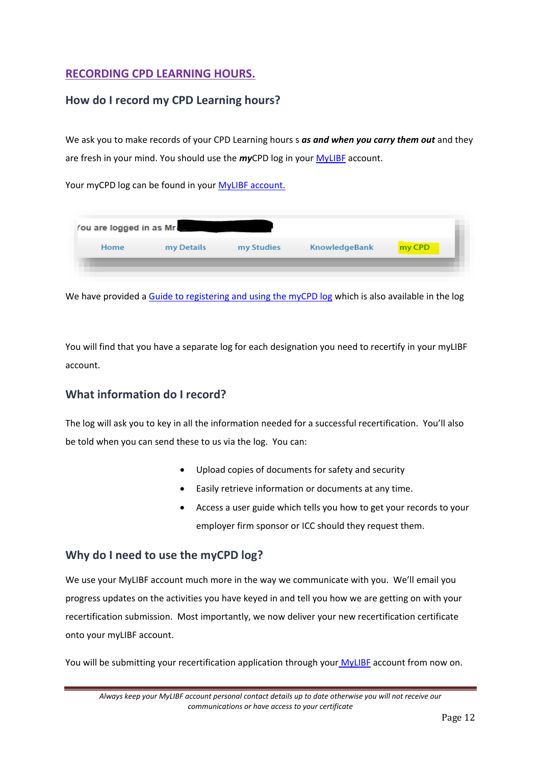# RECORDING CPD LEARNING HOURS.

## How do I record my CPD Learning hours?

We ask you to make records of your CPD Learning hours s ***as and when you carry them out*** and they are fresh in your mind. You should use the ***my***CPD log in your MyLIBF account.

Your myCPD log can be found in your MyLIBF account.

We have provided a Guide to registering and using the myCPD log which is also available in the log

You will find that you have a separate log for each designation you need to recertify in your myLIBF account.

## What information do I record?

The log will ask you to key in all the information needed for a successful recertification. You'll also be told when you can send these to us via the log. You can:

- Upload copies of documents for safety and security
- Easily retrieve information or documents at any time.
- Access a user guide which tells you how to get your records to your employer firm sponsor or ICC should they request them.

## Why do I need to use the myCPD log?

We use your MyLIBF account much more in the way we communicate with you. We'll email you progress updates on the activities you have keyed in and tell you how we are getting on with your recertification submission. Most importantly, we now deliver your new recertification certificate onto your myLIBF account.

You will be submitting your recertification application through your MyLIBF account from now on.

*Always keep your MyLIBF account personal contact details up to date otherwise you will not receive our communications or have access to your certificate*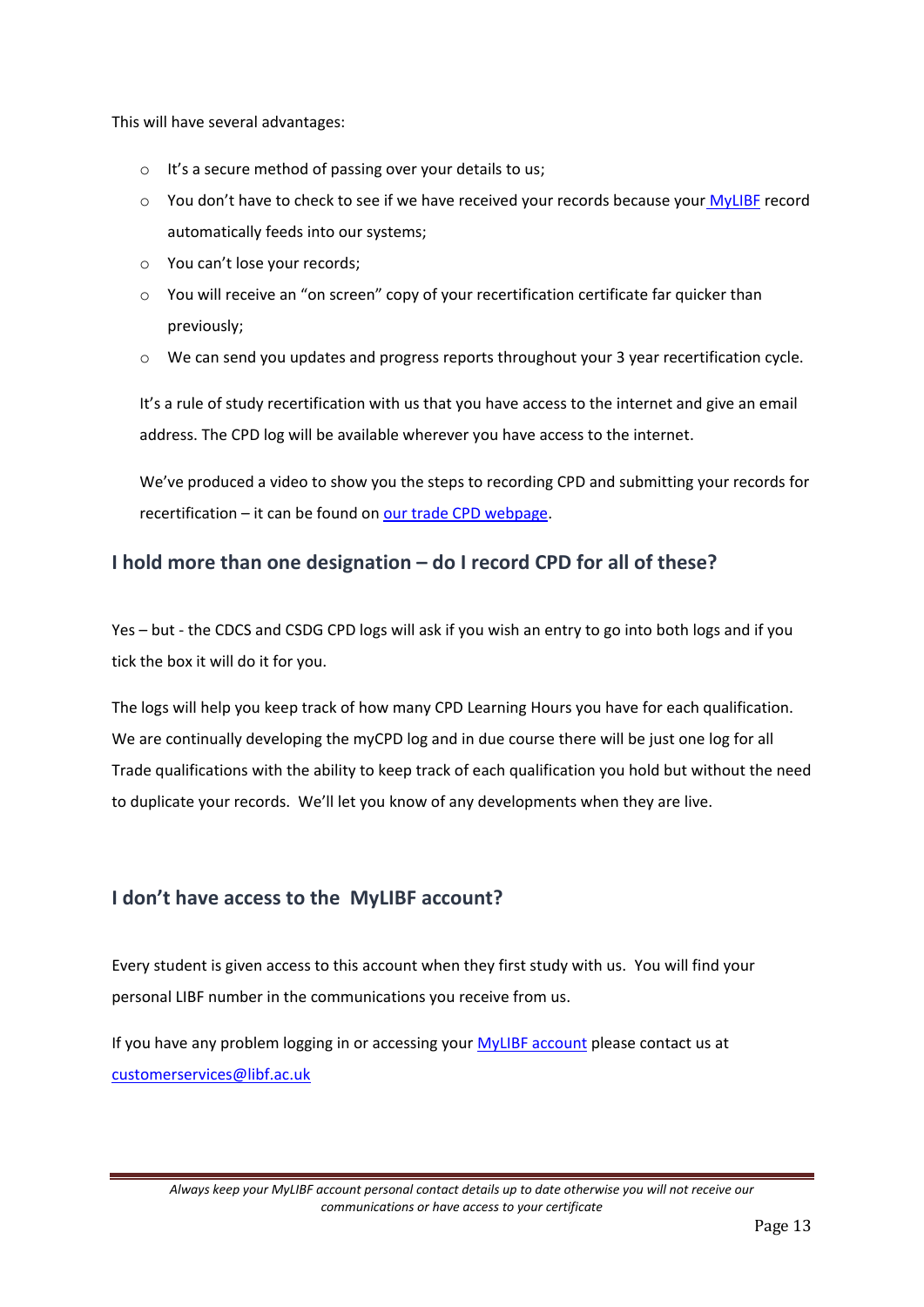This will have several advantages:

- It's a secure method of passing over your details to us;
- You don't have to check to see if we have received your records because your MyLIBF record automatically feeds into our systems;
- You can't lose your records;
- You will receive an "on screen" copy of your recertification certificate far quicker than previously;
- We can send you updates and progress reports throughout your 3 year recertification cycle.

It's a rule of study recertification with us that you have access to the internet and give an email address. The CPD log will be available wherever you have access to the internet.

We've produced a video to show you the steps to recording CPD and submitting your records for recertification – it can be found on our trade CPD webpage.

## I hold more than one designation – do I record CPD for all of these?

Yes – but - the CDCS and CSDG CPD logs will ask if you wish an entry to go into both logs and if you tick the box it will do it for you.

The logs will help you keep track of how many CPD Learning Hours you have for each qualification. We are continually developing the myCPD log and in due course there will be just one log for all Trade qualifications with the ability to keep track of each qualification you hold but without the need to duplicate your records. We'll let you know of any developments when they are live.

## I don't have access to the MyLIBF account?

Every student is given access to this account when they first study with us. You will find your personal LIBF number in the communications you receive from us.

If you have any problem logging in or accessing your MyLIBF account please contact us at customerservices@libf.ac.uk

*Always keep your MyLIBF account personal contact details up to date otherwise you will not receive our communications or have access to your certificate*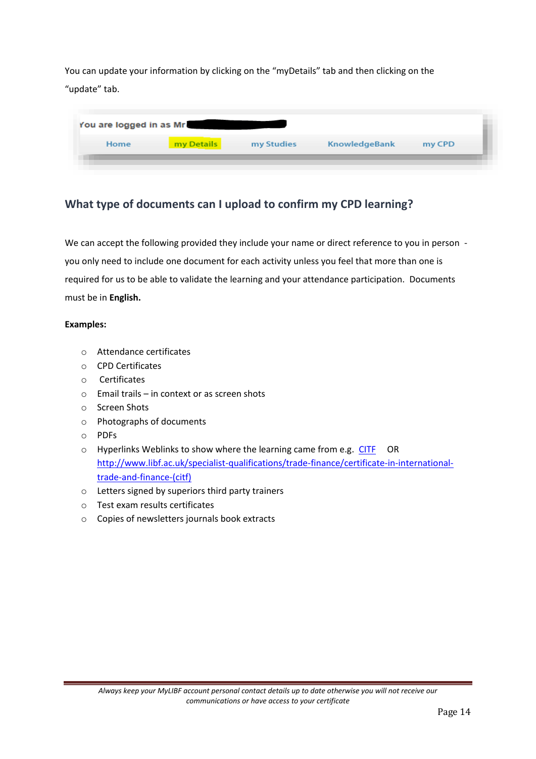You can update your information by clicking on the "myDetails" tab and then clicking on the "update" tab.

## What type of documents can I upload to confirm my CPD learning?

We can accept the following provided they include your name or direct reference to you in person - you only need to include one document for each activity unless you feel that more than one is required for us to be able to validate the learning and your attendance participation. Documents must be in **English.**

**Examples:**

- Attendance certificates
- CPD Certificates
- Certificates
- Email trails – in context or as screen shots
- Screen Shots
- Photographs of documents
- PDFs
- Hyperlinks Weblinks to show where the learning came from e.g. [CITF](http://www.libf.ac.uk/specialist-qualifications/trade-finance/certificate-in-international-trade-and-finance-(citf)) OR [http://www.libf.ac.uk/specialist-qualifications/trade-finance/certificate-in-international-trade-and-finance-(citf)](http://www.libf.ac.uk/specialist-qualifications/trade-finance/certificate-in-international-trade-and-finance-(citf))
- Letters signed by superiors third party trainers
- Test exam results certificates
- Copies of newsletters journals book extracts

*Always keep your MyLIBF account personal contact details up to date otherwise you will not receive our communications or have access to your certificate*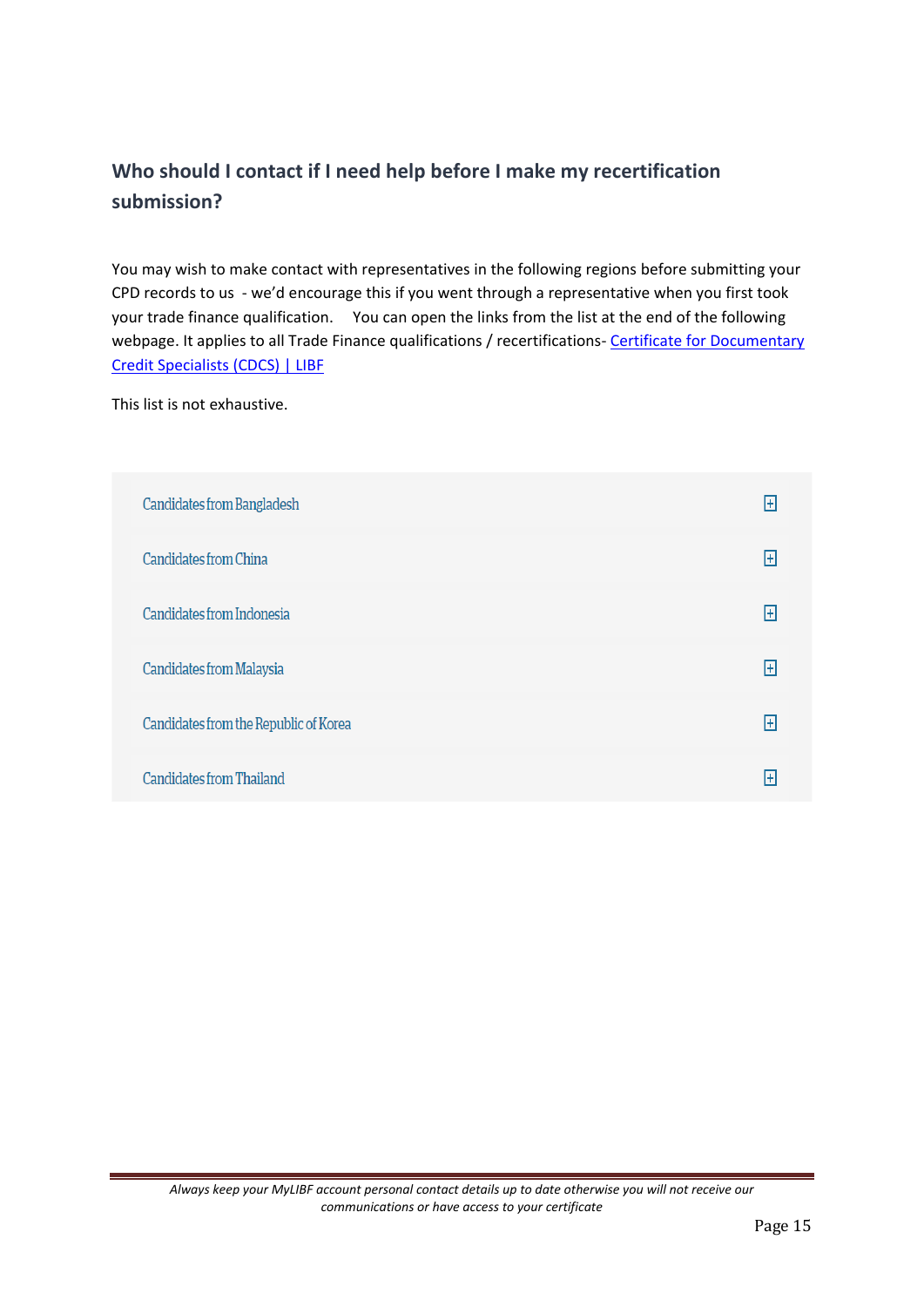## Who should I contact if I need help before I make my recertification submission?

You may wish to make contact with representatives in the following regions before submitting your CPD records to us - we'd encourage this if you went through a representative when you first took your trade finance qualification. You can open the links from the list at the end of the following webpage. It applies to all Trade Finance qualifications / recertifications- [Certificate for Documentary Credit Specialists (CDCS) | LIBF]

This list is not exhaustive.

- Candidates from Bangladesh
- Candidates from China
- Candidates from Indonesia
- Candidates from Malaysia
- Candidates from the Republic of Korea
- Candidates from Thailand

*Always keep your MyLIBF account personal contact details up to date otherwise you will not receive our communications or have access to your certificate*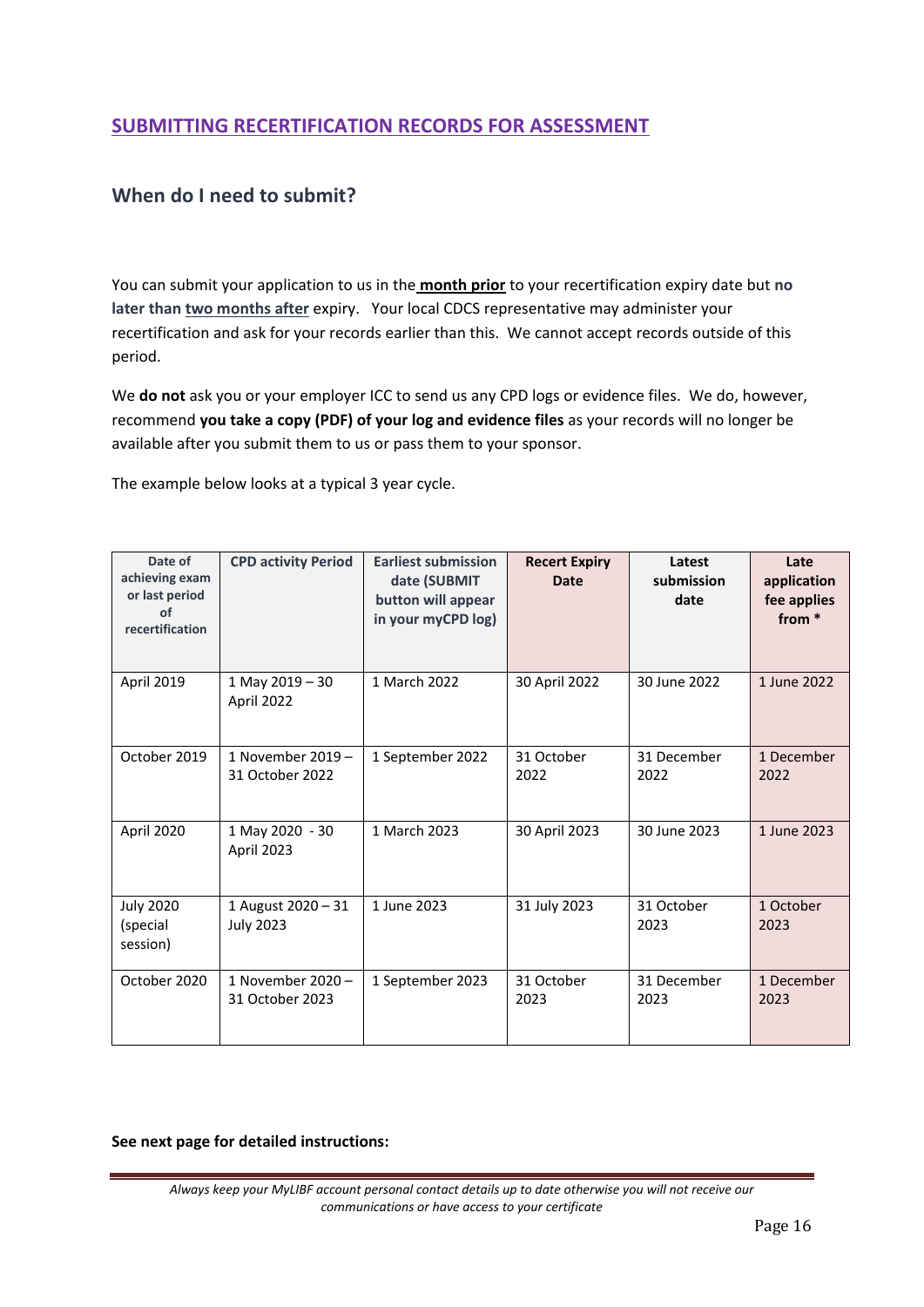## SUBMITTING RECERTIFICATION RECORDS FOR ASSESSMENT

### When do I need to submit?

You can submit your application to us in the **month prior** to your recertification expiry date but **no later than two months after** expiry. Your local CDCS representative may administer your recertification and ask for your records earlier than this. We cannot accept records outside of this period.

We **do not** ask you or your employer ICC to send us any CPD logs or evidence files. We do, however, recommend **you take a copy (PDF) of your log and evidence files** as your records will no longer be available after you submit them to us or pass them to your sponsor.

The example below looks at a typical 3 year cycle.

| Date of achieving exam or last period of recertification | CPD activity Period | Earliest submission date (SUBMIT button will appear in your myCPD log) | Recert Expiry Date | Latest submission date | Late application fee applies from * |
|---|---|---|---|---|---|
| April 2019 | 1 May 2019 – 30 April 2022 | 1 March 2022 | 30 April 2022 | 30 June 2022 | 1 June 2022 |
| October 2019 | 1 November 2019 – 31 October 2022 | 1 September 2022 | 31 October 2022 | 31 December 2022 | 1 December 2022 |
| April 2020 | 1 May 2020 - 30 April 2023 | 1 March 2023 | 30 April 2023 | 30 June 2023 | 1 June 2023 |
| July 2020 (special session) | 1 August 2020 – 31 July 2023 | 1 June 2023 | 31 July 2023 | 31 October 2023 | 1 October 2023 |
| October 2020 | 1 November 2020 – 31 October 2023 | 1 September 2023 | 31 October 2023 | 31 December 2023 | 1 December 2023 |

**See next page for detailed instructions:**

*Always keep your MyLIBF account personal contact details up to date otherwise you will not receive our communications or have access to your certificate*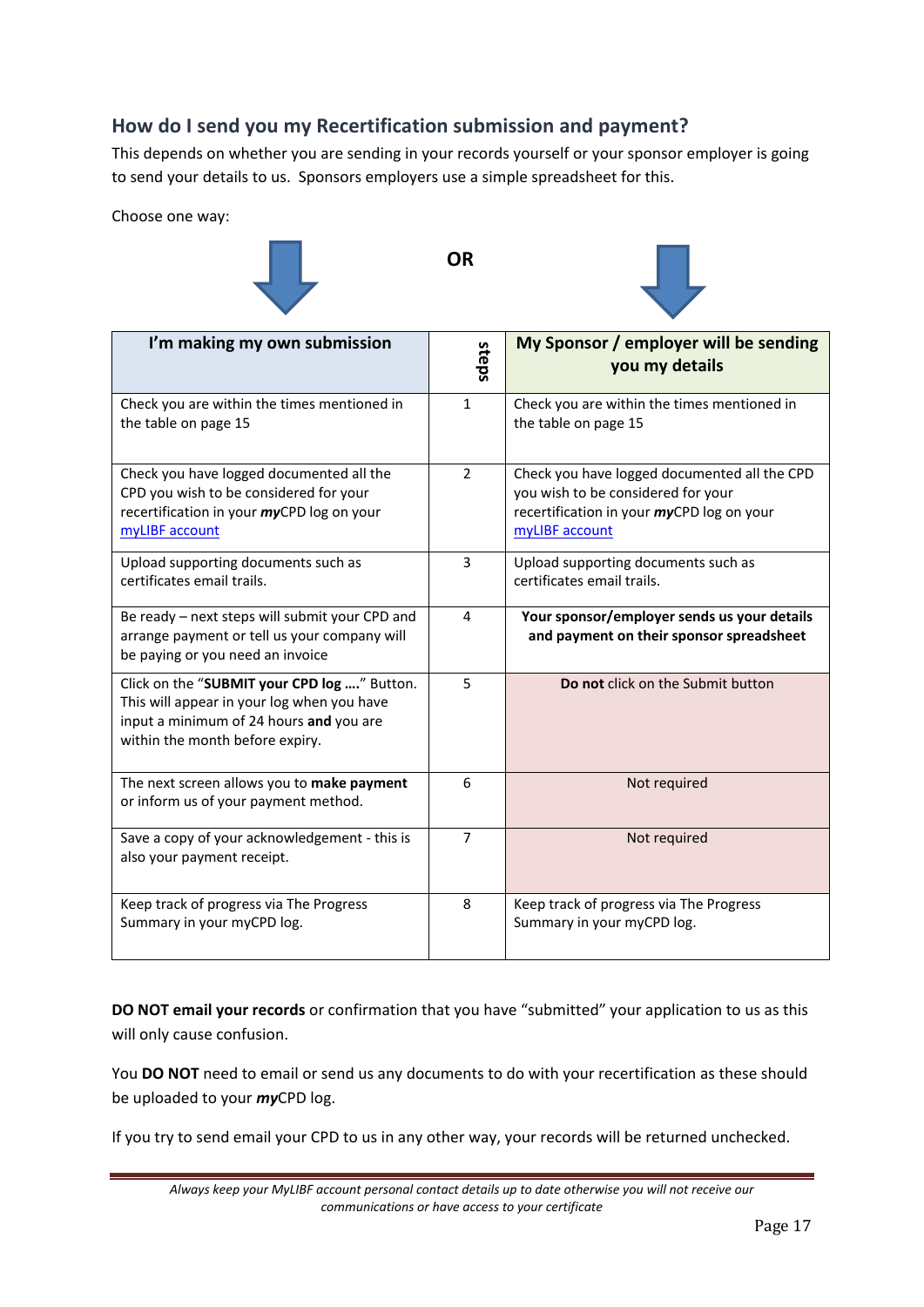## How do I send you my Recertification submission and payment?

This depends on whether you are sending in your records yourself or your sponsor employer is going to send your details to us. Sponsors employers use a simple spreadsheet for this.

Choose one way:

**OR**

| I'm making my own submission | steps | My Sponsor / employer will be sending you my details |
|---|---|---|
| Check you are within the times mentioned in the table on page 15 | 1 | Check you are within the times mentioned in the table on page 15 |
| Check you have logged documented all the CPD you wish to be considered for your recertification in your ***my***CPD log on your myLIBF account | 2 | Check you have logged documented all the CPD you wish to be considered for your recertification in your ***my***CPD log on your myLIBF account |
| Upload supporting documents such as certificates email trails. | 3 | Upload supporting documents such as certificates email trails. |
| Be ready – next steps will submit your CPD and arrange payment or tell us your company will be paying or you need an invoice | 4 | **Your sponsor/employer sends us your details and payment on their sponsor spreadsheet** |
| Click on the "**SUBMIT your CPD log ….**" Button. This will appear in your log when you have input a minimum of 24 hours **and** you are within the month before expiry. | 5 | **Do not** click on the Submit button |
| The next screen allows you to **make payment** or inform us of your payment method. | 6 | Not required |
| Save a copy of your acknowledgement - this is also your payment receipt. | 7 | Not required |
| Keep track of progress via The Progress Summary in your myCPD log. | 8 | Keep track of progress via The Progress Summary in your myCPD log. |

**DO NOT email your records** or confirmation that you have "submitted" your application to us as this will only cause confusion.

You **DO NOT** need to email or send us any documents to do with your recertification as these should be uploaded to your ***my***CPD log.

If you try to send email your CPD to us in any other way, your records will be returned unchecked.

*Always keep your MyLIBF account personal contact details up to date otherwise you will not receive our communications or have access to your certificate*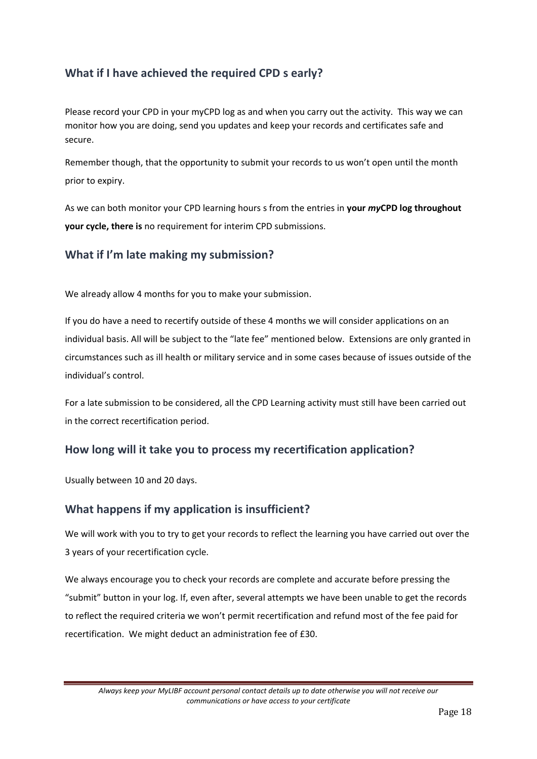## What if I have achieved the required CPD s early?

Please record your CPD in your myCPD log as and when you carry out the activity. This way we can monitor how you are doing, send you updates and keep your records and certificates safe and secure.

Remember though, that the opportunity to submit your records to us won't open until the month prior to expiry.

As we can both monitor your CPD learning hours s from the entries in **your *my*CPD log throughout your cycle, there is** no requirement for interim CPD submissions.

## What if I'm late making my submission?

We already allow 4 months for you to make your submission.

If you do have a need to recertify outside of these 4 months we will consider applications on an individual basis. All will be subject to the "late fee" mentioned below. Extensions are only granted in circumstances such as ill health or military service and in some cases because of issues outside of the individual's control.

For a late submission to be considered, all the CPD Learning activity must still have been carried out in the correct recertification period.

## How long will it take you to process my recertification application?

Usually between 10 and 20 days.

## What happens if my application is insufficient?

We will work with you to try to get your records to reflect the learning you have carried out over the 3 years of your recertification cycle.

We always encourage you to check your records are complete and accurate before pressing the "submit" button in your log. If, even after, several attempts we have been unable to get the records to reflect the required criteria we won't permit recertification and refund most of the fee paid for recertification. We might deduct an administration fee of £30.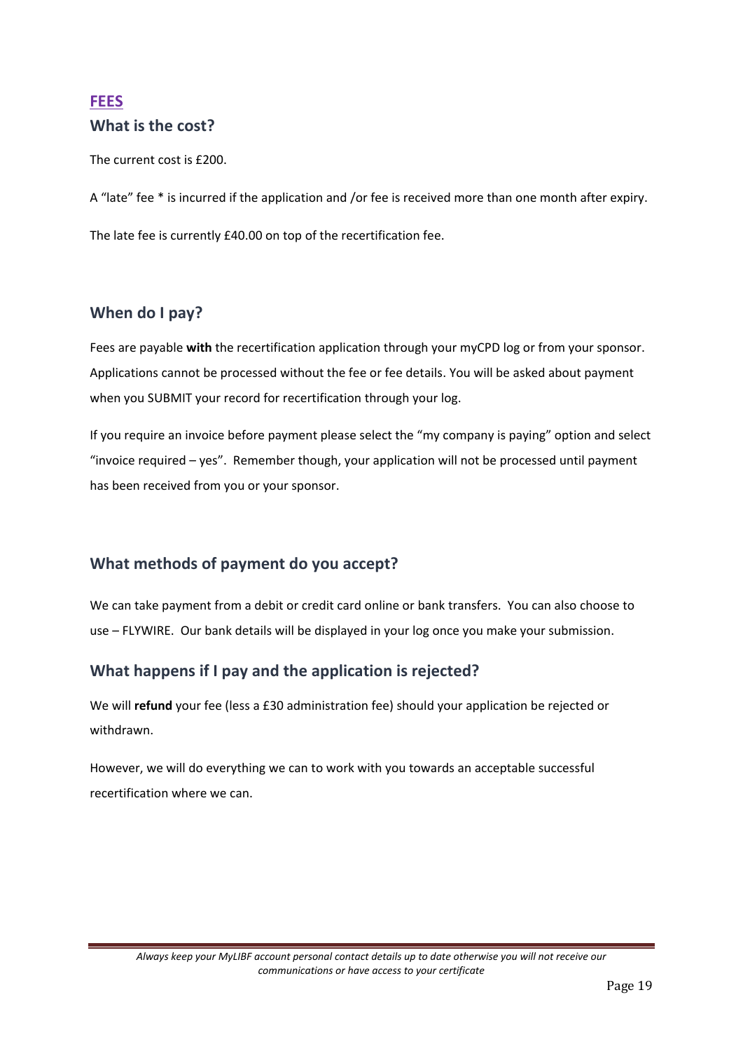## FEES

### What is the cost?

The current cost is £200.

A "late" fee * is incurred if the application and /or fee is received more than one month after expiry.

The late fee is currently £40.00 on top of the recertification fee.

### When do I pay?

Fees are payable **with** the recertification application through your myCPD log or from your sponsor. Applications cannot be processed without the fee or fee details. You will be asked about payment when you SUBMIT your record for recertification through your log.

If you require an invoice before payment please select the "my company is paying" option and select "invoice required – yes". Remember though, your application will not be processed until payment has been received from you or your sponsor.

### What methods of payment do you accept?

We can take payment from a debit or credit card online or bank transfers. You can also choose to use – FLYWIRE. Our bank details will be displayed in your log once you make your submission.

### What happens if I pay and the application is rejected?

We will **refund** your fee (less a £30 administration fee) should your application be rejected or withdrawn.

However, we will do everything we can to work with you towards an acceptable successful recertification where we can.

*Always keep your MyLIBF account personal contact details up to date otherwise you will not receive our communications or have access to your certificate*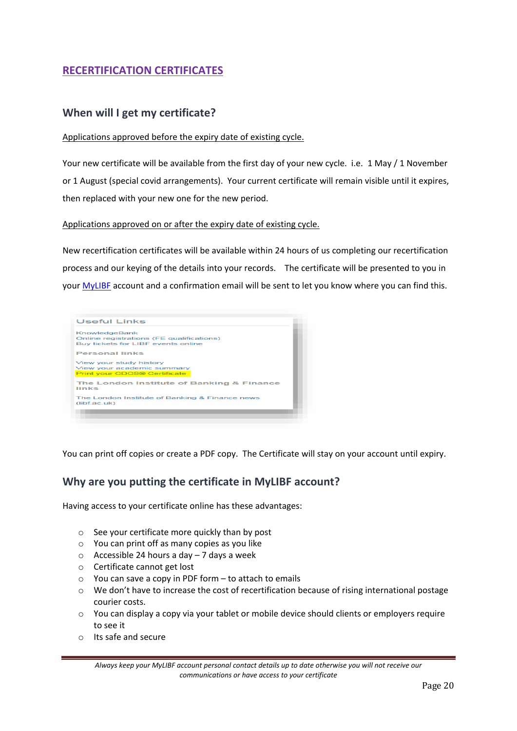# RECERTIFICATION CERTIFICATES

## When will I get my certificate?

Applications approved before the expiry date of existing cycle.

Your new certificate will be available from the first day of your new cycle. i.e. 1 May / 1 November or 1 August (special covid arrangements). Your current certificate will remain visible until it expires, then replaced with your new one for the new period.

Applications approved on or after the expiry date of existing cycle.

New recertification certificates will be available within 24 hours of us completing our recertification process and our keying of the details into your records. The certificate will be presented to you in your MyLIBF account and a confirmation email will be sent to let you know where you can find this.

Useful Links

KnowledgeBank
Online registrations (FE qualifications)
Buy tickets for LIBF events online

Personal links

View your study history
View your academic summary
Print your CDCS® Certificate

The London Institute of Banking & Finance links

The London Institute of Banking & Finance news (libf.ac.uk)

You can print off copies or create a PDF copy. The Certificate will stay on your account until expiry.

## Why are you putting the certificate in MyLIBF account?

Having access to your certificate online has these advantages:

- See your certificate more quickly than by post
- You can print off as many copies as you like
- Accessible 24 hours a day – 7 days a week
- Certificate cannot get lost
- You can save a copy in PDF form – to attach to emails
- We don't have to increase the cost of recertification because of rising international postage courier costs.
- You can display a copy via your tablet or mobile device should clients or employers require to see it
- Its safe and secure

*Always keep your MyLIBF account personal contact details up to date otherwise you will not receive our communications or have access to your certificate*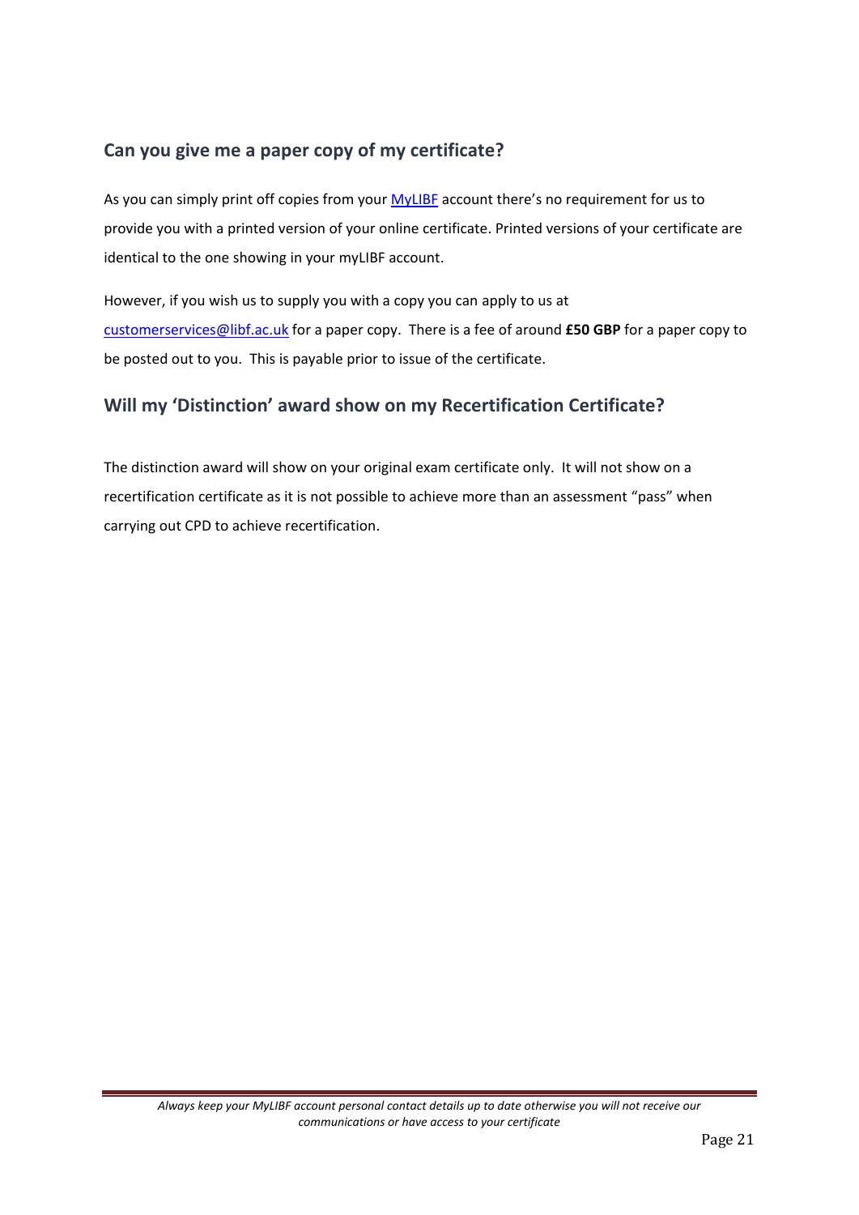## Can you give me a paper copy of my certificate?

As you can simply print off copies from your [MyLIBF](MyLIBF) account there's no requirement for us to provide you with a printed version of your online certificate. Printed versions of your certificate are identical to the one showing in your myLIBF account.

However, if you wish us to supply you with a copy you can apply to us at [customerservices@libf.ac.uk](mailto:customerservices@libf.ac.uk) for a paper copy. There is a fee of around **£50 GBP** for a paper copy to be posted out to you. This is payable prior to issue of the certificate.

## Will my 'Distinction' award show on my Recertification Certificate?

The distinction award will show on your original exam certificate only. It will not show on a recertification certificate as it is not possible to achieve more than an assessment "pass" when carrying out CPD to achieve recertification.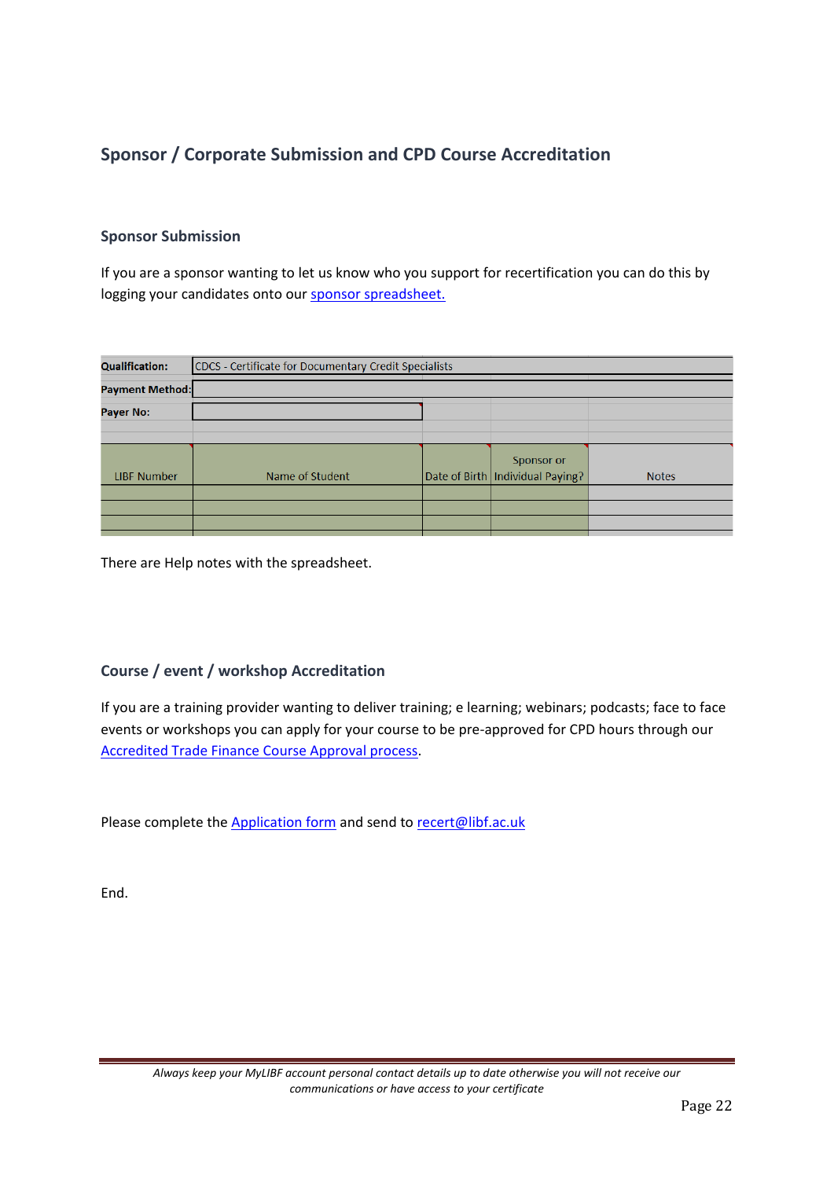## Sponsor / Corporate Submission and CPD Course Accreditation

### Sponsor Submission

If you are a sponsor wanting to let us know who you support for recertification you can do this by logging your candidates onto our [sponsor spreadsheet.]()

| | | | | |
|---|---|---|---|---|
| **Qualification:** | CDCS - Certificate for Documentary Credit Specialists | | | |
| **Payment Method:** | | | | |
| **Payer No:** | | | | |
| | | | | |
| LIBF Number | Name of Student | Date of Birth | Sponsor or Individual Paying? | Notes |
| | | | | |
| | | | | |
| | | | | |

There are Help notes with the spreadsheet.

### Course / event / workshop Accreditation

If you are a training provider wanting to deliver training; e learning; webinars; podcasts; face to face events or workshops you can apply for your course to be pre-approved for CPD hours through our [Accredited Trade Finance Course Approval process]().

Please complete the [Application form]() and send to [recert@libf.ac.uk]()

End.

*Always keep your MyLIBF account personal contact details up to date otherwise you will not receive our communications or have access to your certificate*